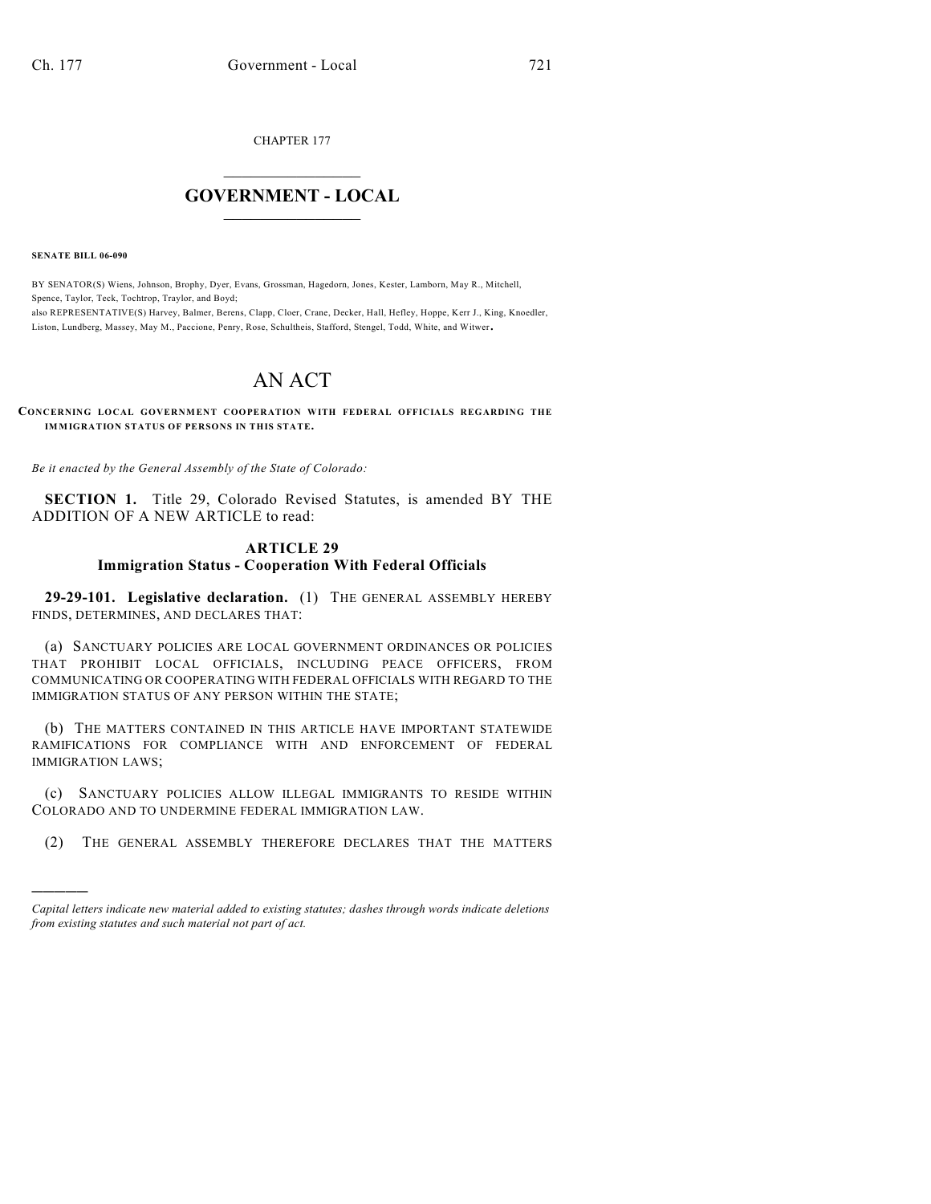CHAPTER 177

# GOVERNMENT - LOCAL

**SENATE BILL 06-090**

BY SENATOR(S) Wiens, Johnson, Brophy, Dyer, Evans, Grossman, Hagedorn, Jones, Kester, Lamborn, May R., Mitchell, Spence, Taylor, Teck, Tochtrop, Traylor, and Boyd;
also REPRESENTATIVE(S) Harvey, Balmer, Berens, Clapp, Cloer, Crane, Decker, Hall, Hefley, Hoppe, Kerr J., King, Knoedler, Liston, Lundberg, Massey, May M., Paccione, Penry, Rose, Schultheis, Stafford, Stengel, Todd, White, and Witwer.

# AN ACT

**CONCERNING LOCAL GOVERNMENT COOPERATION WITH FEDERAL OFFICIALS REGARDING THE IMMIGRATION STATUS OF PERSONS IN THIS STATE.**

*Be it enacted by the General Assembly of the State of Colorado:*

**SECTION 1.** Title 29, Colorado Revised Statutes, is amended BY THE ADDITION OF A NEW ARTICLE to read:

## ARTICLE 29
## Immigration Status - Cooperation With Federal Officials

**29-29-101. Legislative declaration.** (1) THE GENERAL ASSEMBLY HEREBY FINDS, DETERMINES, AND DECLARES THAT:

(a) SANCTUARY POLICIES ARE LOCAL GOVERNMENT ORDINANCES OR POLICIES THAT PROHIBIT LOCAL OFFICIALS, INCLUDING PEACE OFFICERS, FROM COMMUNICATING OR COOPERATING WITH FEDERAL OFFICIALS WITH REGARD TO THE IMMIGRATION STATUS OF ANY PERSON WITHIN THE STATE;

(b) THE MATTERS CONTAINED IN THIS ARTICLE HAVE IMPORTANT STATEWIDE RAMIFICATIONS FOR COMPLIANCE WITH AND ENFORCEMENT OF FEDERAL IMMIGRATION LAWS;

(c) SANCTUARY POLICIES ALLOW ILLEGAL IMMIGRANTS TO RESIDE WITHIN COLORADO AND TO UNDERMINE FEDERAL IMMIGRATION LAW.

(2) THE GENERAL ASSEMBLY THEREFORE DECLARES THAT THE MATTERS

---

*Capital letters indicate new material added to existing statutes; dashes through words indicate deletions from existing statutes and such material not part of act.*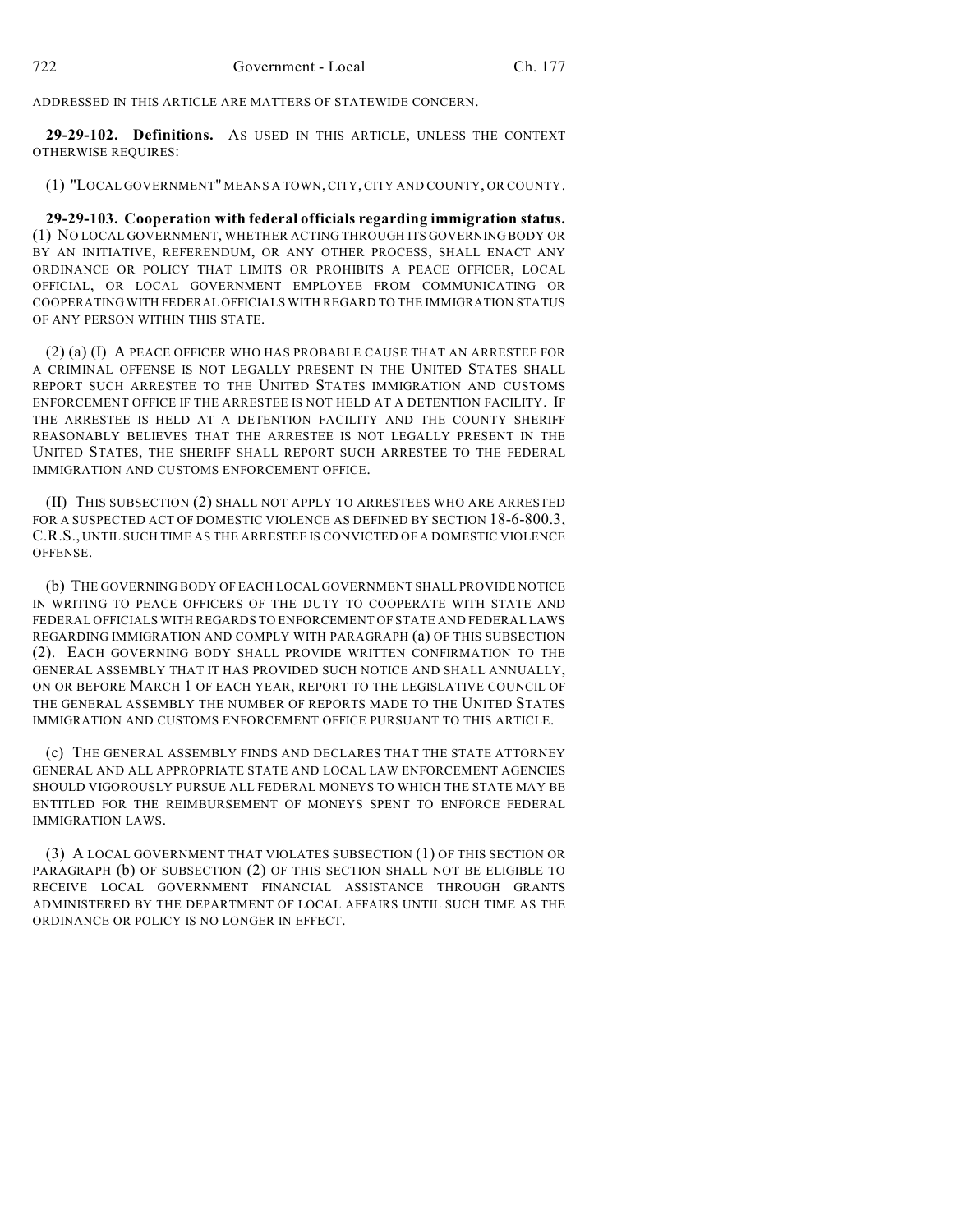ADDRESSED IN THIS ARTICLE ARE MATTERS OF STATEWIDE CONCERN.

**29-29-102. Definitions.** AS USED IN THIS ARTICLE, UNLESS THE CONTEXT OTHERWISE REQUIRES:

(1) "LOCAL GOVERNMENT" MEANS A TOWN, CITY, CITY AND COUNTY, OR COUNTY.

**29-29-103. Cooperation with federal officials regarding immigration status.** (1) NO LOCAL GOVERNMENT, WHETHER ACTING THROUGH ITS GOVERNING BODY OR BY AN INITIATIVE, REFERENDUM, OR ANY OTHER PROCESS, SHALL ENACT ANY ORDINANCE OR POLICY THAT LIMITS OR PROHIBITS A PEACE OFFICER, LOCAL OFFICIAL, OR LOCAL GOVERNMENT EMPLOYEE FROM COMMUNICATING OR COOPERATING WITH FEDERAL OFFICIALS WITH REGARD TO THE IMMIGRATION STATUS OF ANY PERSON WITHIN THIS STATE.

(2) (a) (I) A PEACE OFFICER WHO HAS PROBABLE CAUSE THAT AN ARRESTEE FOR A CRIMINAL OFFENSE IS NOT LEGALLY PRESENT IN THE UNITED STATES SHALL REPORT SUCH ARRESTEE TO THE UNITED STATES IMMIGRATION AND CUSTOMS ENFORCEMENT OFFICE IF THE ARRESTEE IS NOT HELD AT A DETENTION FACILITY. IF THE ARRESTEE IS HELD AT A DETENTION FACILITY AND THE COUNTY SHERIFF REASONABLY BELIEVES THAT THE ARRESTEE IS NOT LEGALLY PRESENT IN THE UNITED STATES, THE SHERIFF SHALL REPORT SUCH ARRESTEE TO THE FEDERAL IMMIGRATION AND CUSTOMS ENFORCEMENT OFFICE.

(II) THIS SUBSECTION (2) SHALL NOT APPLY TO ARRESTEES WHO ARE ARRESTED FOR A SUSPECTED ACT OF DOMESTIC VIOLENCE AS DEFINED BY SECTION 18-6-800.3, C.R.S., UNTIL SUCH TIME AS THE ARRESTEE IS CONVICTED OF A DOMESTIC VIOLENCE OFFENSE.

(b) THE GOVERNING BODY OF EACH LOCAL GOVERNMENT SHALL PROVIDE NOTICE IN WRITING TO PEACE OFFICERS OF THE DUTY TO COOPERATE WITH STATE AND FEDERAL OFFICIALS WITH REGARDS TO ENFORCEMENT OF STATE AND FEDERAL LAWS REGARDING IMMIGRATION AND COMPLY WITH PARAGRAPH (a) OF THIS SUBSECTION (2). EACH GOVERNING BODY SHALL PROVIDE WRITTEN CONFIRMATION TO THE GENERAL ASSEMBLY THAT IT HAS PROVIDED SUCH NOTICE AND SHALL ANNUALLY, ON OR BEFORE MARCH 1 OF EACH YEAR, REPORT TO THE LEGISLATIVE COUNCIL OF THE GENERAL ASSEMBLY THE NUMBER OF REPORTS MADE TO THE UNITED STATES IMMIGRATION AND CUSTOMS ENFORCEMENT OFFICE PURSUANT TO THIS ARTICLE.

(c) THE GENERAL ASSEMBLY FINDS AND DECLARES THAT THE STATE ATTORNEY GENERAL AND ALL APPROPRIATE STATE AND LOCAL LAW ENFORCEMENT AGENCIES SHOULD VIGOROUSLY PURSUE ALL FEDERAL MONEYS TO WHICH THE STATE MAY BE ENTITLED FOR THE REIMBURSEMENT OF MONEYS SPENT TO ENFORCE FEDERAL IMMIGRATION LAWS.

(3) A LOCAL GOVERNMENT THAT VIOLATES SUBSECTION (1) OF THIS SECTION OR PARAGRAPH (b) OF SUBSECTION (2) OF THIS SECTION SHALL NOT BE ELIGIBLE TO RECEIVE LOCAL GOVERNMENT FINANCIAL ASSISTANCE THROUGH GRANTS ADMINISTERED BY THE DEPARTMENT OF LOCAL AFFAIRS UNTIL SUCH TIME AS THE ORDINANCE OR POLICY IS NO LONGER IN EFFECT.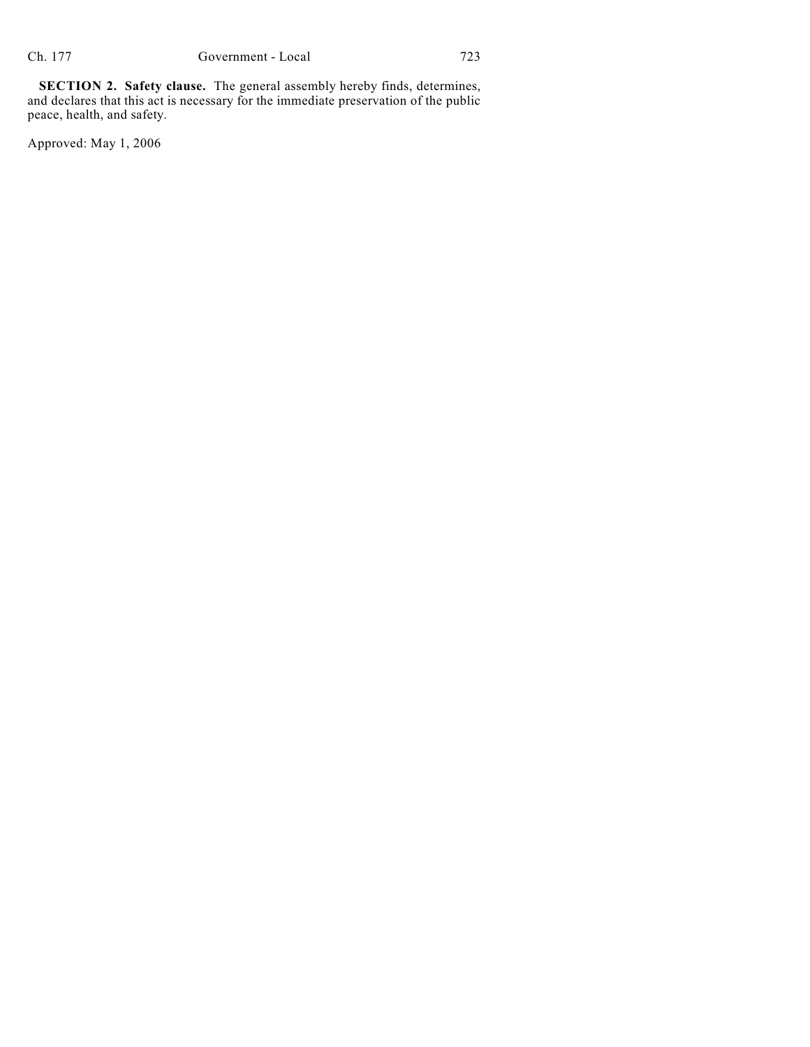**SECTION 2. Safety clause.** The general assembly hereby finds, determines, and declares that this act is necessary for the immediate preservation of the public peace, health, and safety.

Approved: May 1, 2006